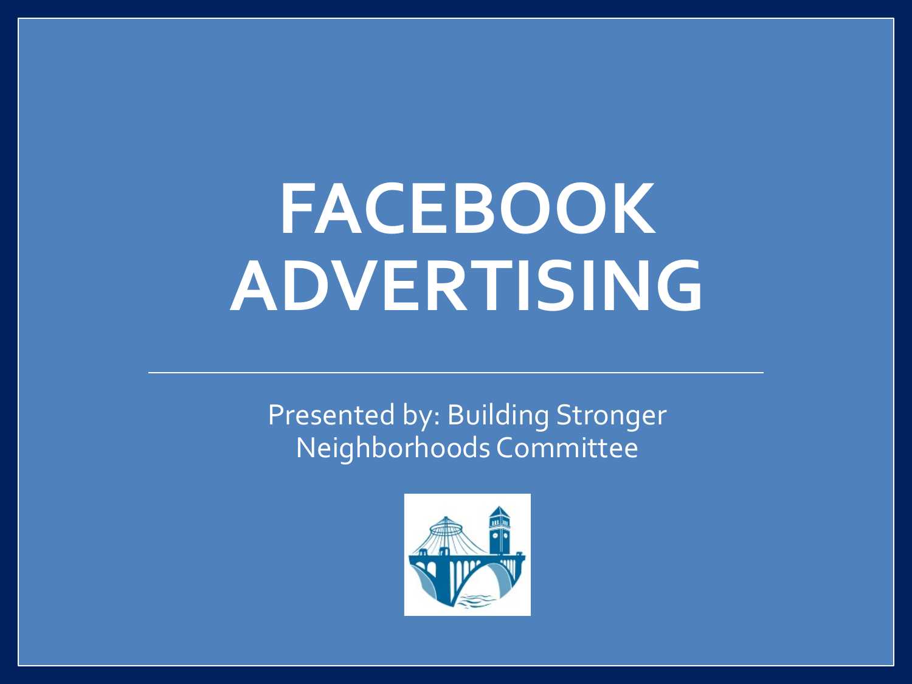# FACEBOOK ADVERTISING

Presented by: Building Stronger Neighborhoods Committee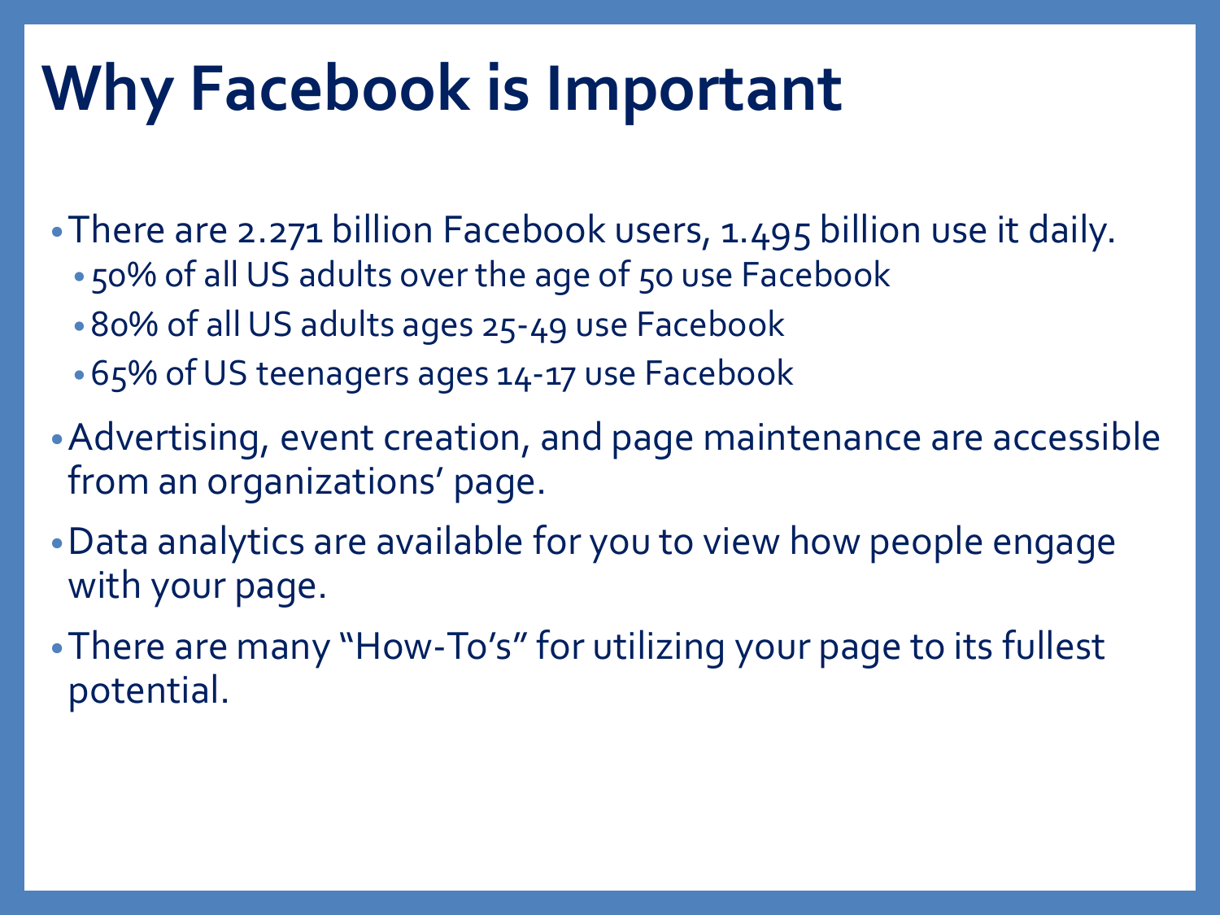# Why Facebook is Important

- There are 2.271 billion Facebook users, 1.495 billion use it daily.
  - 50% of all US adults over the age of 50 use Facebook
  - 80% of all US adults ages 25-49 use Facebook
  - 65% of US teenagers ages 14-17 use Facebook
- Advertising, event creation, and page maintenance are accessible from an organizations' page.
- Data analytics are available for you to view how people engage with your page.
- There are many "How-To's" for utilizing your page to its fullest potential.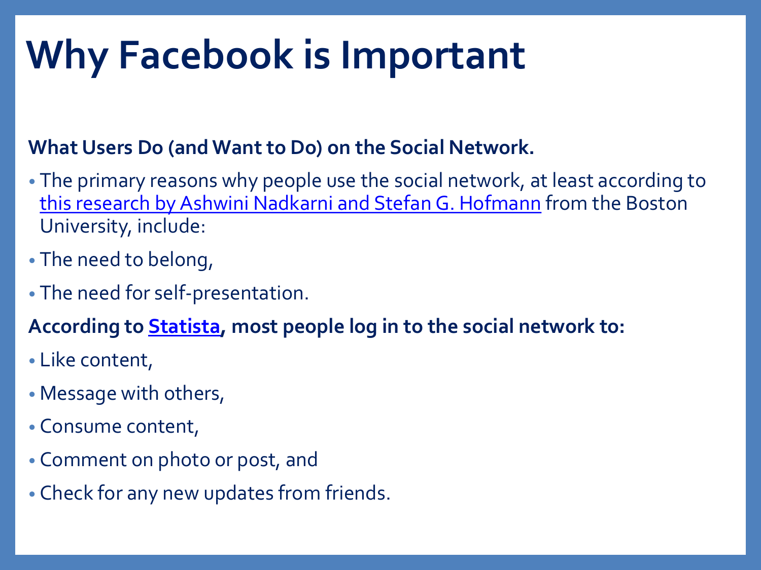# Why Facebook is Important

**What Users Do (and Want to Do) on the Social Network.**

- The primary reasons why people use the social network, at least according to this research by Ashwini Nadkarni and Stefan G. Hofmann from the Boston University, include:
- The need to belong,
- The need for self-presentation.

**According to Statista, most people log in to the social network to:**

- Like content,
- Message with others,
- Consume content,
- Comment on photo or post, and
- Check for any new updates from friends.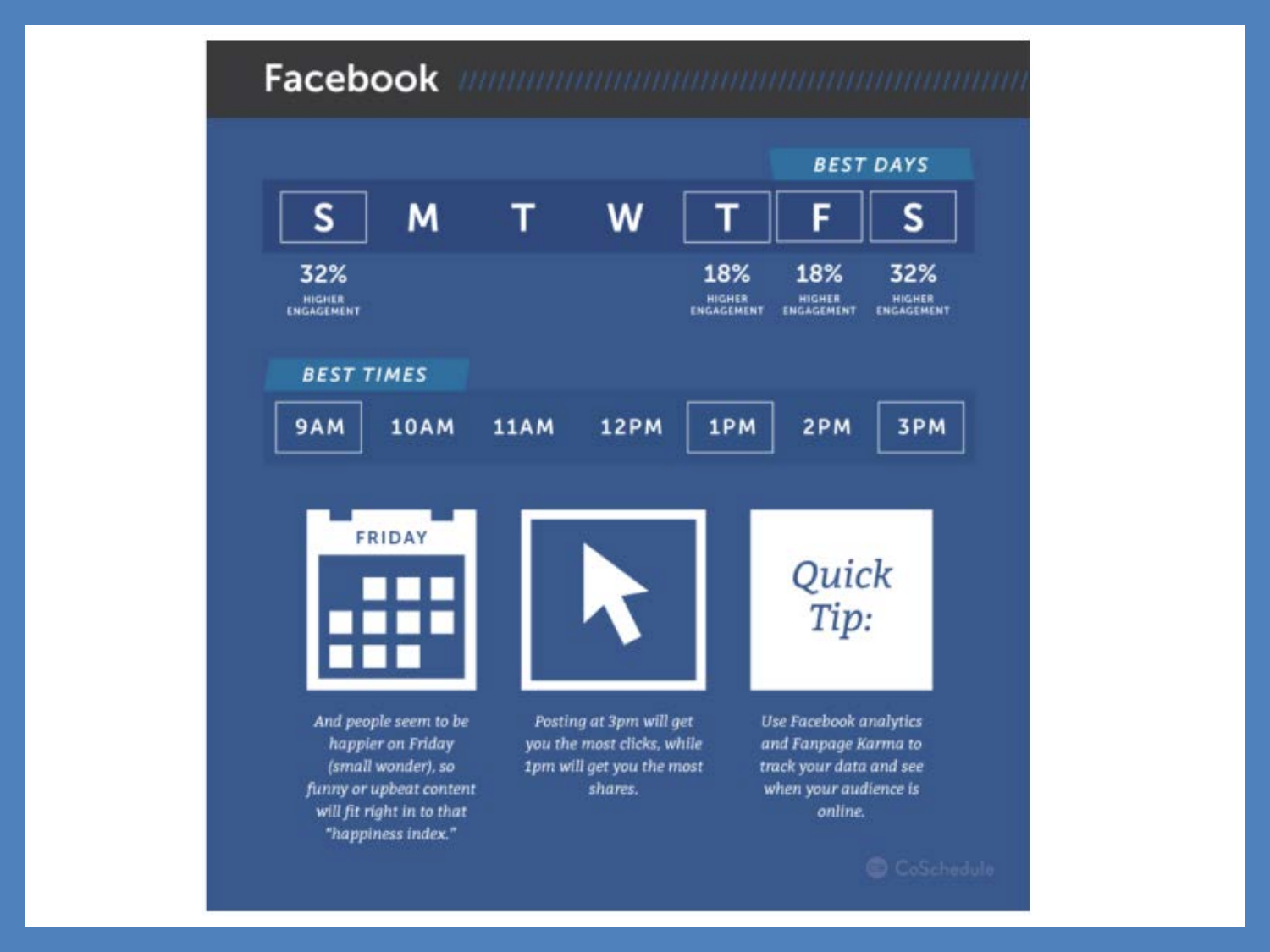# Facebook

## BEST DAYS

| S | M | T | W | T | F | S |
|---|---|---|---|---|---|---|
| 32% HIGHER ENGAGEMENT | | | | 18% HIGHER ENGAGEMENT | 18% HIGHER ENGAGEMENT | 32% HIGHER ENGAGEMENT |

## BEST TIMES

9AM 10AM 11AM 12PM 1PM 2PM 3PM

**FRIDAY**

*And people seem to be happier on Friday (small wonder), so funny or upbeat content will fit right in to that "happiness index."*

*Posting at 3pm will get you the most clicks, while 1pm will get you the most shares.*

**Quick Tip:**

*Use Facebook analytics and Fanpage Karma to track your data and see when your audience is online.*

CoSchedule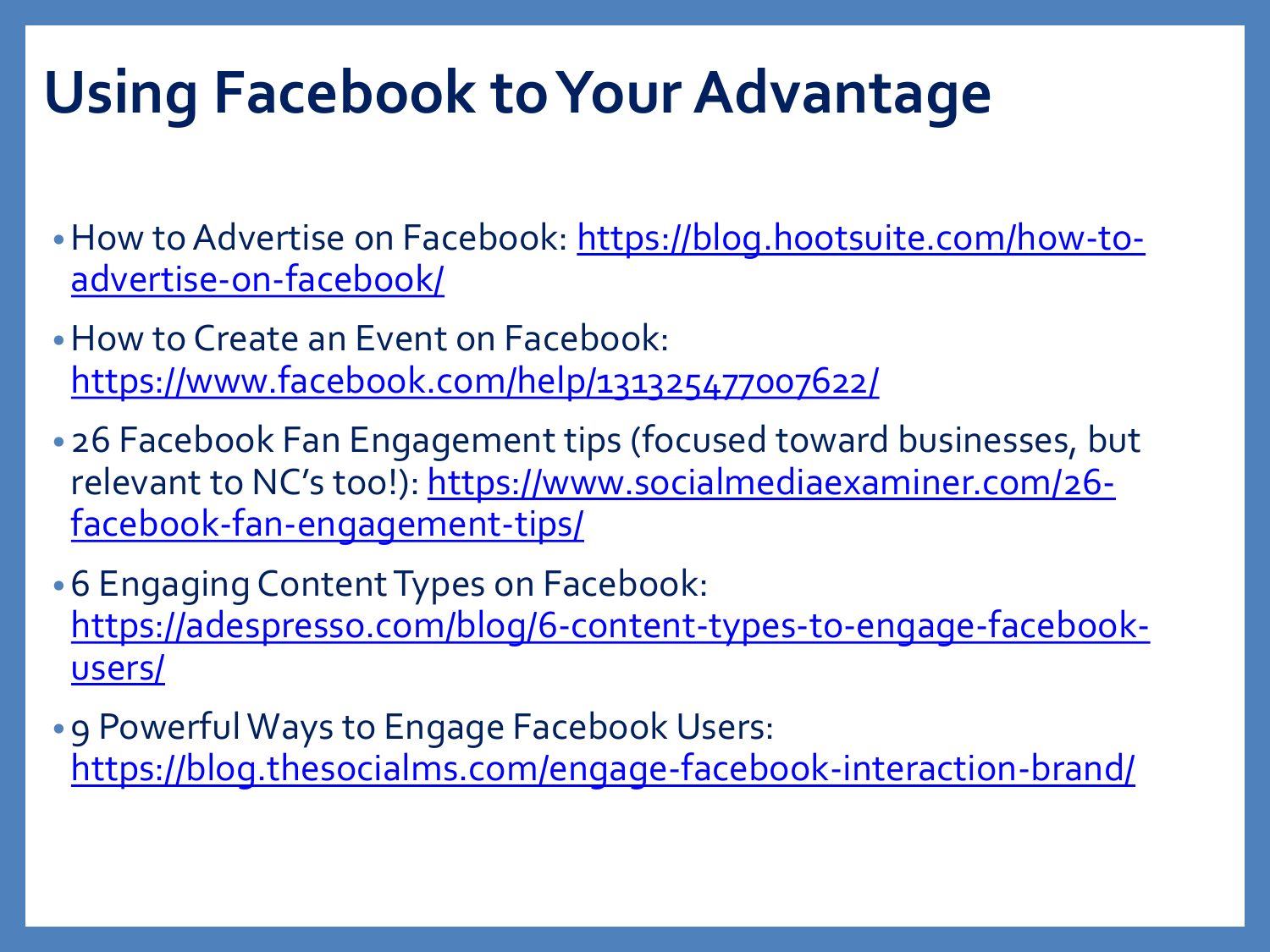# Using Facebook to Your Advantage

- How to Advertise on Facebook: https://blog.hootsuite.com/how-to-advertise-on-facebook/
- How to Create an Event on Facebook: https://www.facebook.com/help/131325477007622/
- 26 Facebook Fan Engagement tips (focused toward businesses, but relevant to NC's too!): https://www.socialmediaexaminer.com/26-facebook-fan-engagement-tips/
- 6 Engaging Content Types on Facebook: https://adespresso.com/blog/6-content-types-to-engage-facebook-users/
- 9 Powerful Ways to Engage Facebook Users: https://blog.thesocialms.com/engage-facebook-interaction-brand/